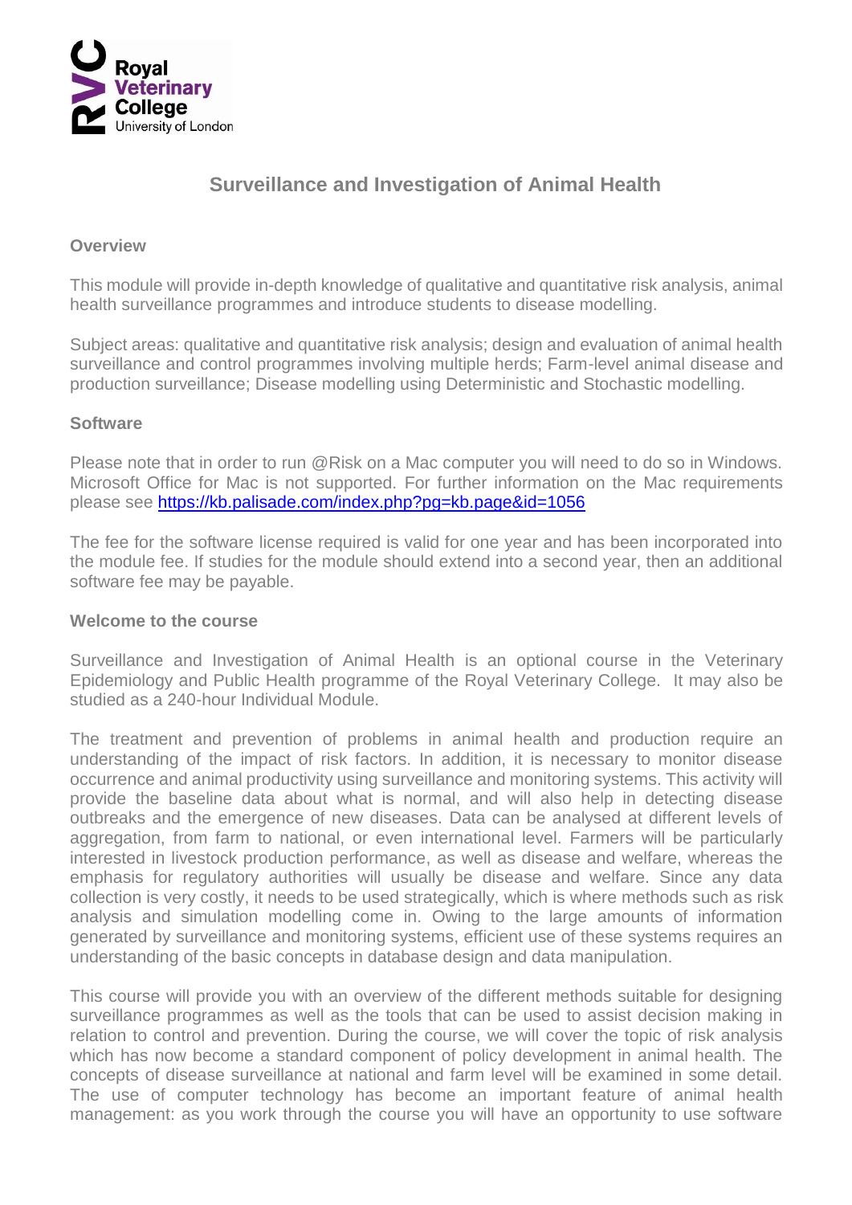# Surveillance and Investigation of Animal Health

## Overview

This module will provide in-depth knowledge of qualitative and quantitative risk analysis, animal health surveillance programmes and introduce students to disease modelling.

Subject areas: qualitative and quantitative risk analysis; design and evaluation of animal health surveillance and control programmes involving multiple herds; Farm-level animal disease and production surveillance; Disease modelling using Deterministic and Stochastic modelling.

## Software

Please note that in order to run @Risk on a Mac computer you will need to do so in Windows. Microsoft Office for Mac is not supported. For further information on the Mac requirements please see [https://kb.palisade.com/index.php?pg=kb.page&id=1056](https://kb.palisade.com/index.php?pg=kb.page&id=1056)

The fee for the software license required is valid for one year and has been incorporated into the module fee. If studies for the module should extend into a second year, then an additional software fee may be payable.

## Welcome to the course

Surveillance and Investigation of Animal Health is an optional course in the Veterinary Epidemiology and Public Health programme of the Royal Veterinary College. It may also be studied as a 240-hour Individual Module.

The treatment and prevention of problems in animal health and production require an understanding of the impact of risk factors. In addition, it is necessary to monitor disease occurrence and animal productivity using surveillance and monitoring systems. This activity will provide the baseline data about what is normal, and will also help in detecting disease outbreaks and the emergence of new diseases. Data can be analysed at different levels of aggregation, from farm to national, or even international level. Farmers will be particularly interested in livestock production performance, as well as disease and welfare, whereas the emphasis for regulatory authorities will usually be disease and welfare. Since any data collection is very costly, it needs to be used strategically, which is where methods such as risk analysis and simulation modelling come in. Owing to the large amounts of information generated by surveillance and monitoring systems, efficient use of these systems requires an understanding of the basic concepts in database design and data manipulation.

This course will provide you with an overview of the different methods suitable for designing surveillance programmes as well as the tools that can be used to assist decision making in relation to control and prevention. During the course, we will cover the topic of risk analysis which has now become a standard component of policy development in animal health. The concepts of disease surveillance at national and farm level will be examined in some detail. The use of computer technology has become an important feature of animal health management: as you work through the course you will have an opportunity to use software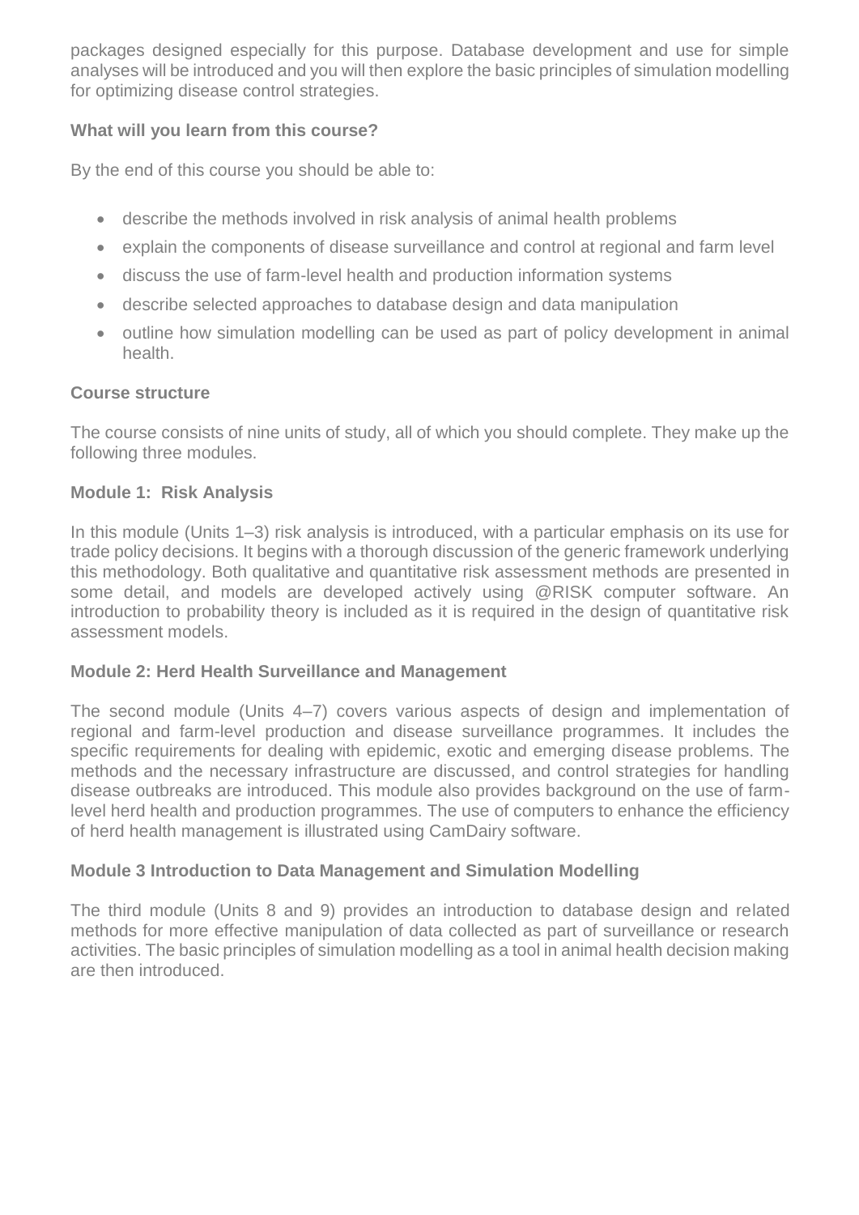packages designed especially for this purpose. Database development and use for simple analyses will be introduced and you will then explore the basic principles of simulation modelling for optimizing disease control strategies.

### What will you learn from this course?

By the end of this course you should be able to:

- describe the methods involved in risk analysis of animal health problems
- explain the components of disease surveillance and control at regional and farm level
- discuss the use of farm-level health and production information systems
- describe selected approaches to database design and data manipulation
- outline how simulation modelling can be used as part of policy development in animal health.

### Course structure

The course consists of nine units of study, all of which you should complete. They make up the following three modules.

### Module 1: Risk Analysis

In this module (Units 1–3) risk analysis is introduced, with a particular emphasis on its use for trade policy decisions. It begins with a thorough discussion of the generic framework underlying this methodology. Both qualitative and quantitative risk assessment methods are presented in some detail, and models are developed actively using @RISK computer software. An introduction to probability theory is included as it is required in the design of quantitative risk assessment models.

### Module 2: Herd Health Surveillance and Management

The second module (Units 4–7) covers various aspects of design and implementation of regional and farm-level production and disease surveillance programmes. It includes the specific requirements for dealing with epidemic, exotic and emerging disease problems. The methods and the necessary infrastructure are discussed, and control strategies for handling disease outbreaks are introduced. This module also provides background on the use of farm-level herd health and production programmes. The use of computers to enhance the efficiency of herd health management is illustrated using CamDairy software.

### Module 3 Introduction to Data Management and Simulation Modelling

The third module (Units 8 and 9) provides an introduction to database design and related methods for more effective manipulation of data collected as part of surveillance or research activities. The basic principles of simulation modelling as a tool in animal health decision making are then introduced.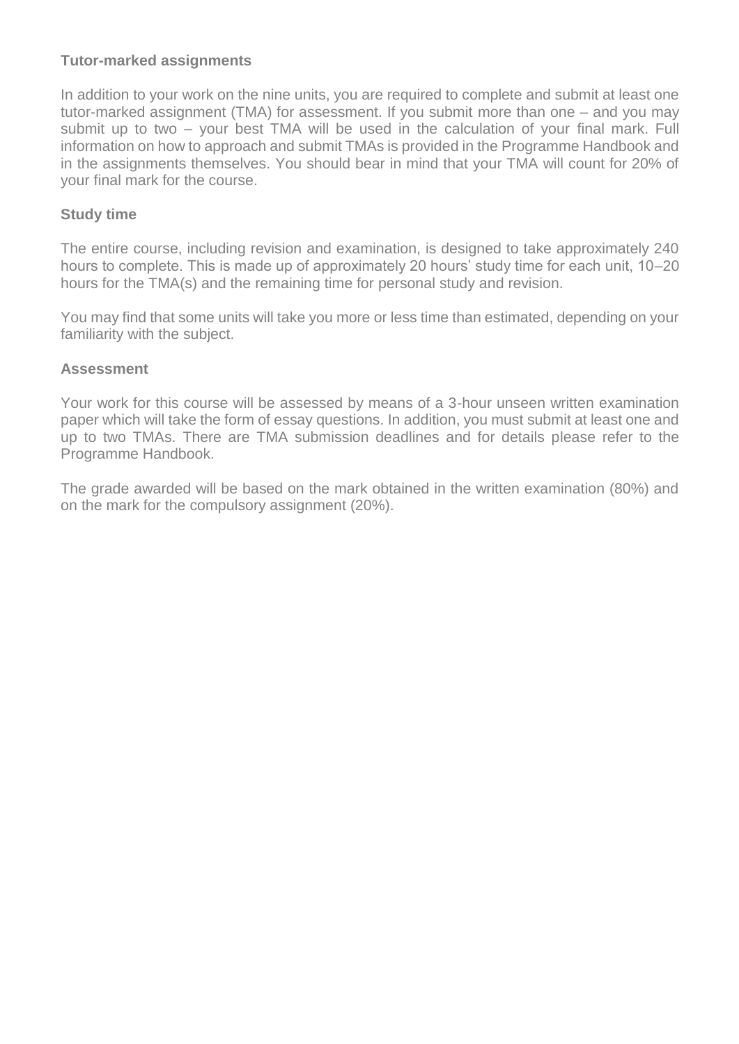### Tutor-marked assignments

In addition to your work on the nine units, you are required to complete and submit at least one tutor-marked assignment (TMA) for assessment. If you submit more than one – and you may submit up to two – your best TMA will be used in the calculation of your final mark. Full information on how to approach and submit TMAs is provided in the Programme Handbook and in the assignments themselves. You should bear in mind that your TMA will count for 20% of your final mark for the course.

### Study time

The entire course, including revision and examination, is designed to take approximately 240 hours to complete. This is made up of approximately 20 hours' study time for each unit, 10–20 hours for the TMA(s) and the remaining time for personal study and revision.

You may find that some units will take you more or less time than estimated, depending on your familiarity with the subject.

### Assessment

Your work for this course will be assessed by means of a 3-hour unseen written examination paper which will take the form of essay questions. In addition, you must submit at least one and up to two TMAs. There are TMA submission deadlines and for details please refer to the Programme Handbook.

The grade awarded will be based on the mark obtained in the written examination (80%) and on the mark for the compulsory assignment (20%).